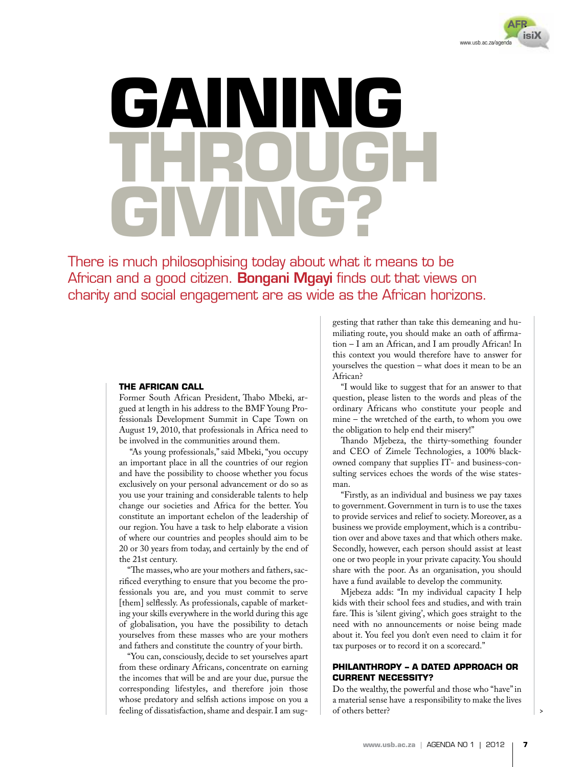# GAINING THROUGH GIVING?

There is much philosophising today about what it means to be African and a good citizen. **Bongani Mgayi** finds out that views on charity and social engagement are as wide as the African horizons.

## THE AFRICAN CALL

Former South African President, Thabo Mbeki, argued at length in his address to the BMF Young Professionals Development Summit in Cape Town on August 19, 2010, that professionals in Africa need to be involved in the communities around them.

"As young professionals," said Mbeki, "you occupy an important place in all the countries of our region and have the possibility to choose whether you focus exclusively on your personal advancement or do so as you use your training and considerable talents to help change our societies and Africa for the better. You constitute an important echelon of the leadership of our region. You have a task to help elaborate a vision of where our countries and peoples should aim to be 20 or 30 years from today, and certainly by the end of the 21st century.

"The masses, who are your mothers and fathers, sacrificed everything to ensure that you become the professionals you are, and you must commit to serve [them] selflessly. As professionals, capable of marketing your skills everywhere in the world during this age of globalisation, you have the possibility to detach yourselves from these masses who are your mothers and fathers and constitute the country of your birth.

"You can, consciously, decide to set yourselves apart from these ordinary Africans, concentrate on earning the incomes that will be and are your due, pursue the corresponding lifestyles, and therefore join those whose predatory and selfish actions impose on you a feeling of dissatisfaction, shame and despair. I am suggesting that rather than take this demeaning and humiliating route, you should make an oath of affirmation – I am an African, and I am proudly African! In this context you would therefore have to answer for yourselves the question – what does it mean to be an African?

"I would like to suggest that for an answer to that question, please listen to the words and pleas of the ordinary Africans who constitute your people and mine – the wretched of the earth, to whom you owe the obligation to help end their misery!"

Thando Mjebeza, the thirty-something founder and CEO of Zimele Technologies, a 100% black-owned company that supplies IT- and business-consulting services echoes the words of the wise statesman.

"Firstly, as an individual and business we pay taxes to government. Government in turn is to use the taxes to provide services and relief to society. Moreover, as a business we provide employment, which is a contribution over and above taxes and that which others make. Secondly, however, each person should assist at least one or two people in your private capacity. You should share with the poor. As an organisation, you should have a fund available to develop the community.

Mjebeza adds: "In my individual capacity I help kids with their school fees and studies, and with train fare. This is 'silent giving', which goes straight to the need with no announcements or noise being made about it. You feel you don't even need to claim it for tax purposes or to record it on a scorecard."

## PHILANTHROPY – A DATED APPROACH OR CURRENT NECESSITY?

Do the wealthy, the powerful and those who "have" in a material sense have a responsibility to make the lives of others better?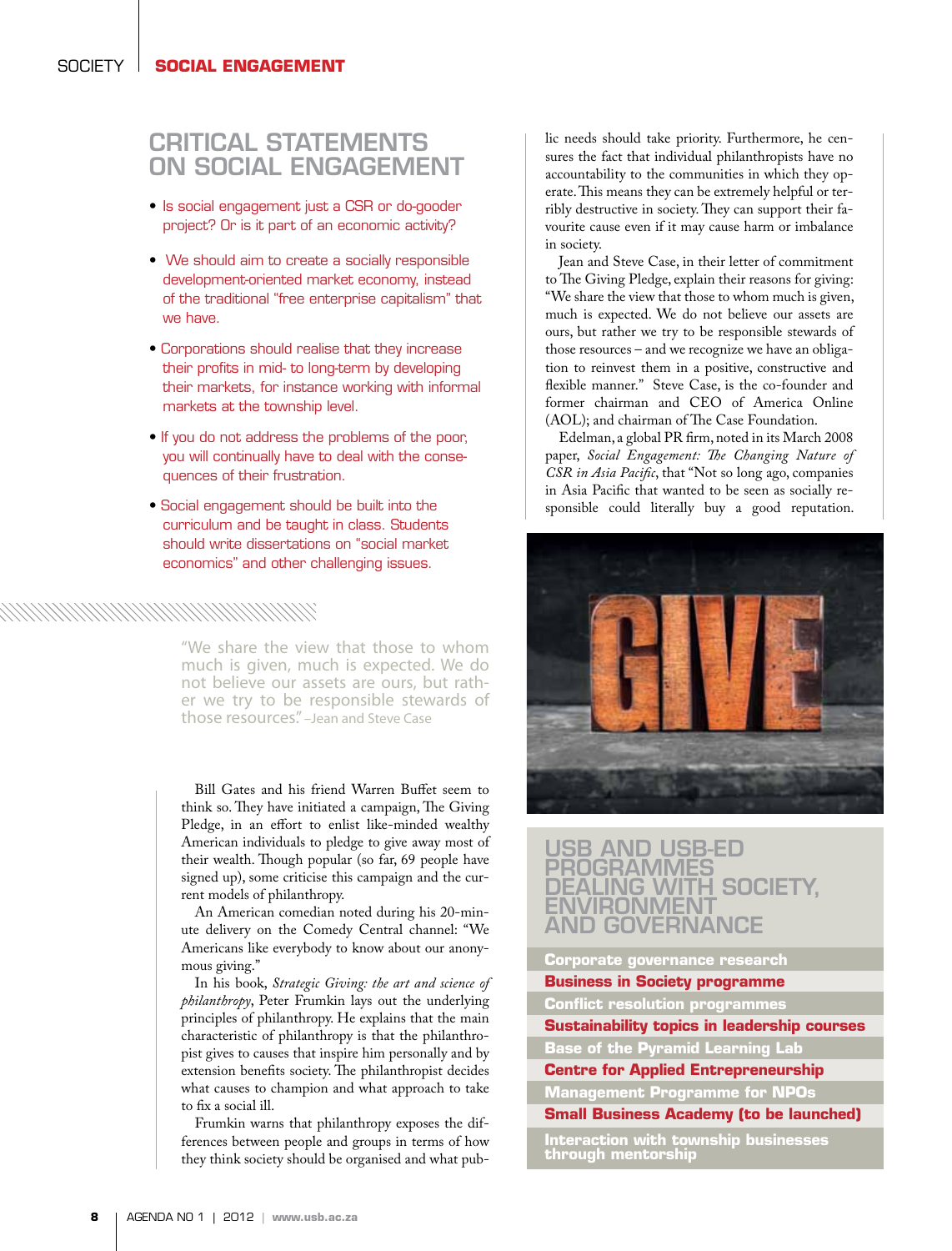## CRITICAL STATEMENTS ON SOCIAL ENGAGEMENT

- Is social engagement just a CSR or do-gooder project? Or is it part of an economic activity?
- We should aim to create a socially responsible development-oriented market economy, instead of the traditional "free enterprise capitalism" that we have.
- Corporations should realise that they increase their profits in mid- to long-term by developing their markets, for instance working with informal markets at the township level.
- If you do not address the problems of the poor, you will continually have to deal with the consequences of their frustration.
- Social engagement should be built into the curriculum and be taught in class. Students should write dissertations on "social market economics" and other challenging issues.

> "We share the view that those to whom much is given, much is expected. We do not believe our assets are ours, but rather we try to be responsible stewards of those resources." –Jean and Steve Case

Bill Gates and his friend Warren Buffet seem to think so. They have initiated a campaign, The Giving Pledge, in an effort to enlist like-minded wealthy American individuals to pledge to give away most of their wealth. Though popular (so far, 69 people have signed up), some criticise this campaign and the current models of philanthropy.

An American comedian noted during his 20-minute delivery on the Comedy Central channel: "We Americans like everybody to know about our anonymous giving."

In his book, *Strategic Giving: the art and science of philanthropy*, Peter Frumkin lays out the underlying principles of philanthropy. He explains that the main characteristic of philanthropy is that the philanthropist gives to causes that inspire him personally and by extension benefits society. The philanthropist decides what causes to champion and what approach to take to fix a social ill.

Frumkin warns that philanthropy exposes the differences between people and groups in terms of how they think society should be organised and what public needs should take priority. Furthermore, he censures the fact that individual philanthropists have no accountability to the communities in which they operate. This means they can be extremely helpful or terribly destructive in society. They can support their favourite cause even if it may cause harm or imbalance in society.

Jean and Steve Case, in their letter of commitment to The Giving Pledge, explain their reasons for giving: "We share the view that those to whom much is given, much is expected. We do not believe our assets are ours, but rather we try to be responsible stewards of those resources – and we recognize we have an obligation to reinvest them in a positive, constructive and flexible manner." Steve Case, is the co-founder and former chairman and CEO of America Online (AOL); and chairman of The Case Foundation.

Edelman, a global PR firm, noted in its March 2008 paper, *Social Engagement: The Changing Nature of CSR in Asia Pacific*, that "Not so long ago, companies in Asia Pacific that wanted to be seen as socially responsible could literally buy a good reputation.

## USB AND USB-ED PROGRAMMES DEALING WITH SOCIETY, ENVIRONMENT AND GOVERNANCE

- Corporate governance research
- Business in Society programme
- Conflict resolution programmes
- Sustainability topics in leadership courses
- Base of the Pyramid Learning Lab
- Centre for Applied Entrepreneurship
- Management Programme for NPOs
- Small Business Academy (to be launched)
- Interaction with township businesses through mentorship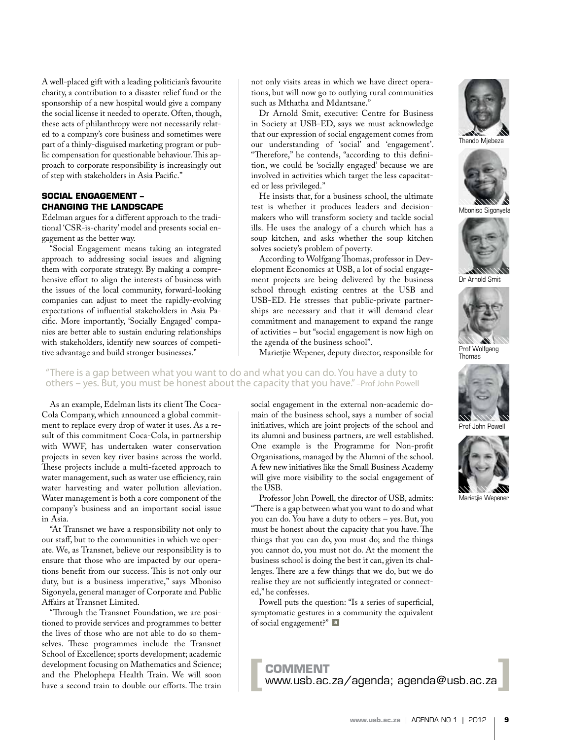A well-placed gift with a leading politician's favourite charity, a contribution to a disaster relief fund or the sponsorship of a new hospital would give a company the social license it needed to operate. Often, though, these acts of philanthropy were not necessarily related to a company's core business and sometimes were part of a thinly-disguised marketing program or public compensation for questionable behaviour. This approach to corporate responsibility is increasingly out of step with stakeholders in Asia Pacific."

### SOCIAL ENGAGEMENT – CHANGING THE LANDSCAPE

Edelman argues for a different approach to the traditional 'CSR-is-charity' model and presents social engagement as the better way.

"Social Engagement means taking an integrated approach to addressing social issues and aligning them with corporate strategy. By making a comprehensive effort to align the interests of business with the issues of the local community, forward-looking companies can adjust to meet the rapidly-evolving expectations of influential stakeholders in Asia Pacific. More importantly, 'Socially Engaged' companies are better able to sustain enduring relationships with stakeholders, identify new sources of competitive advantage and build stronger businesses."

As an example, Edelman lists its client The Coca-Cola Company, which announced a global commitment to replace every drop of water it uses. As a result of this commitment Coca-Cola, in partnership with WWF, has undertaken water conservation projects in seven key river basins across the world. These projects include a multi-faceted approach to water management, such as water use efficiency, rain water harvesting and water pollution alleviation. Water management is both a core component of the company's business and an important social issue in Asia.

"At Transnet we have a responsibility not only to our staff, but to the communities in which we operate. We, as Transnet, believe our responsibility is to ensure that those who are impacted by our operations benefit from our success. This is not only our duty, but is a business imperative," says Mboniso Sigonyela, general manager of Corporate and Public Affairs at Transnet Limited.

"Through the Transnet Foundation, we are positioned to provide services and programmes to better the lives of those who are not able to do so themselves. These programmes include the Transnet School of Excellence; sports development; academic development focusing on Mathematics and Science; and the Phelophepa Health Train. We will soon have a second train to double our efforts. The train not only visits areas in which we have direct operations, but will now go to outlying rural communities such as Mthatha and Mdantsane."

Dr Arnold Smit, executive: Centre for Business in Society at USB-ED, says we must acknowledge that our expression of social engagement comes from our understanding of 'social' and 'engagement'. "Therefore," he contends, "according to this definition, we could be 'socially engaged' because we are involved in activities which target the less capacitated or less privileged."

He insists that, for a business school, the ultimate test is whether it produces leaders and decision-makers who will transform society and tackle social ills. He uses the analogy of a church which has a soup kitchen, and asks whether the soup kitchen solves society's problem of poverty.

According to Wolfgang Thomas, professor in Development Economics at USB, a lot of social engagement projects are being delivered by the business school through existing centres at the USB and USB-ED. He stresses that public-private partnerships are necessary and that it will demand clear commitment and management to expand the range of activities – but "social engagement is now high on the agenda of the business school".

Marietjie Wepener, deputy director, responsible for social engagement in the external non-academic domain of the business school, says a number of social initiatives, which are joint projects of the school and its alumni and business partners, are well established. One example is the Programme for Non-profit Organisations, managed by the Alumni of the school. A few new initiatives like the Small Business Academy will give more visibility to the social engagement of the USB.

> "There is a gap between what you want to do and what you can do. You have a duty to others – yes. But, you must be honest about the capacity that you have." –Prof John Powell

Professor John Powell, the director of USB, admits: "There is a gap between what you want to do and what you can do. You have a duty to others – yes. But, you must be honest about the capacity that you have. The things that you can do, you must do; and the things you cannot do, you must not do. At the moment the business school is doing the best it can, given its challenges. There are a few things that we do, but we do realise they are not sufficiently integrated or connected," he confesses.

Powell puts the question: "Is a series of superficial, symptomatic gestures in a community the equivalent of social engagement?"

Thando Mjebeza

Mboniso Sigonyela

Dr Arnold Smit

Prof Wolfgang Thomas

Prof John Powell

Marietjie Wepener

**COMMENT**
www.usb.ac.za/agenda; agenda@usb.ac.za